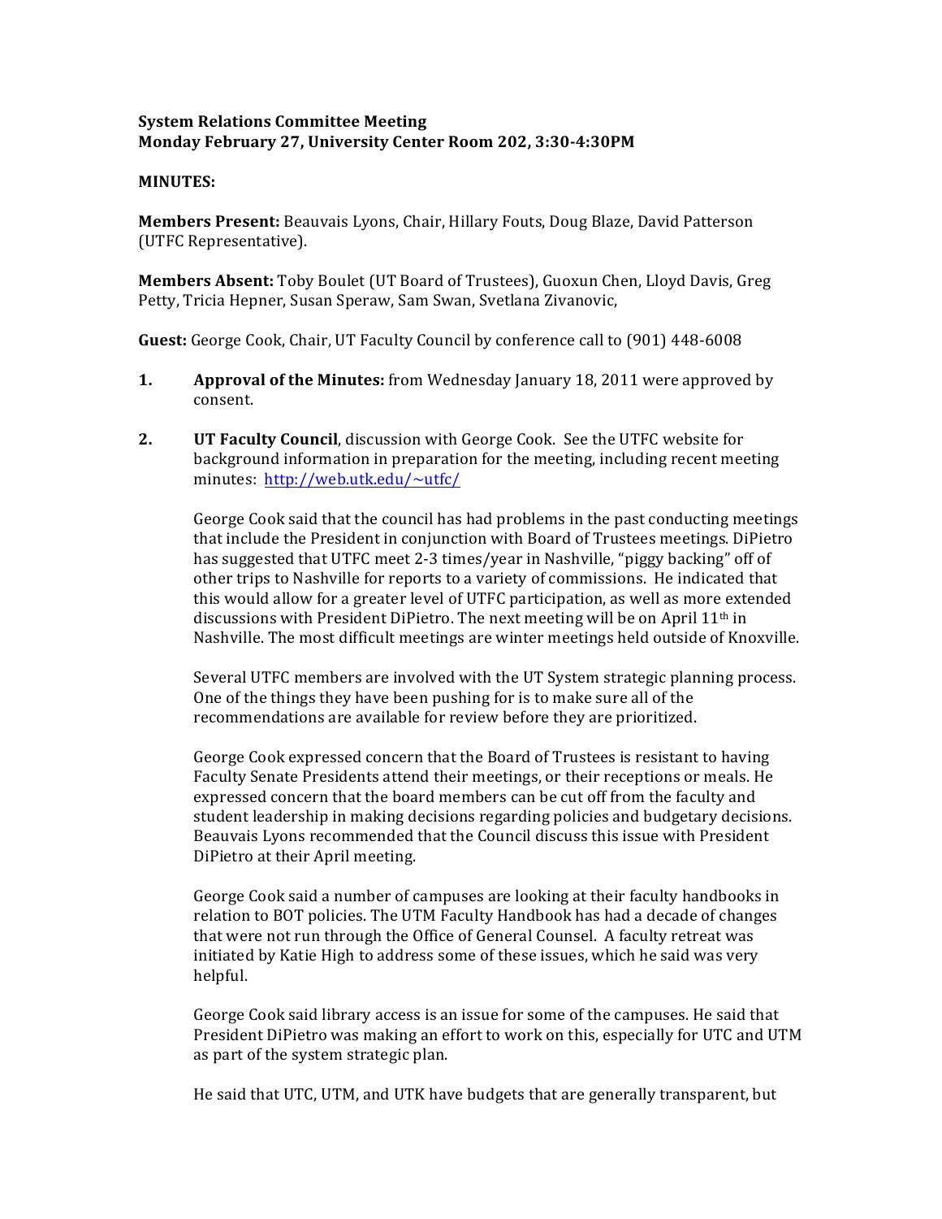**System Relations Committee Meeting**
**Monday February 27, University Center Room 202, 3:30-4:30PM**

**MINUTES:**

**Members Present:** Beauvais Lyons, Chair, Hillary Fouts, Doug Blaze, David Patterson (UTFC Representative).

**Members Absent:** Toby Boulet (UT Board of Trustees), Guoxun Chen, Lloyd Davis, Greg Petty, Tricia Hepner, Susan Speraw, Sam Swan, Svetlana Zivanovic,

**Guest:** George Cook, Chair, UT Faculty Council by conference call to (901) 448-6008

1. **Approval of the Minutes:** from Wednesday January 18, 2011 were approved by consent.

2. **UT Faculty Council**, discussion with George Cook. See the UTFC website for background information in preparation for the meeting, including recent meeting minutes: http://web.utk.edu/~utfc/

   George Cook said that the council has had problems in the past conducting meetings that include the President in conjunction with Board of Trustees meetings. DiPietro has suggested that UTFC meet 2-3 times/year in Nashville, "piggy backing" off of other trips to Nashville for reports to a variety of commissions. He indicated that this would allow for a greater level of UTFC participation, as well as more extended discussions with President DiPietro. The next meeting will be on April 11th in Nashville. The most difficult meetings are winter meetings held outside of Knoxville.

   Several UTFC members are involved with the UT System strategic planning process. One of the things they have been pushing for is to make sure all of the recommendations are available for review before they are prioritized.

   George Cook expressed concern that the Board of Trustees is resistant to having Faculty Senate Presidents attend their meetings, or their receptions or meals. He expressed concern that the board members can be cut off from the faculty and student leadership in making decisions regarding policies and budgetary decisions. Beauvais Lyons recommended that the Council discuss this issue with President DiPietro at their April meeting.

   George Cook said a number of campuses are looking at their faculty handbooks in relation to BOT policies. The UTM Faculty Handbook has had a decade of changes that were not run through the Office of General Counsel. A faculty retreat was initiated by Katie High to address some of these issues, which he said was very helpful.

   George Cook said library access is an issue for some of the campuses. He said that President DiPietro was making an effort to work on this, especially for UTC and UTM as part of the system strategic plan.

   He said that UTC, UTM, and UTK have budgets that are generally transparent, but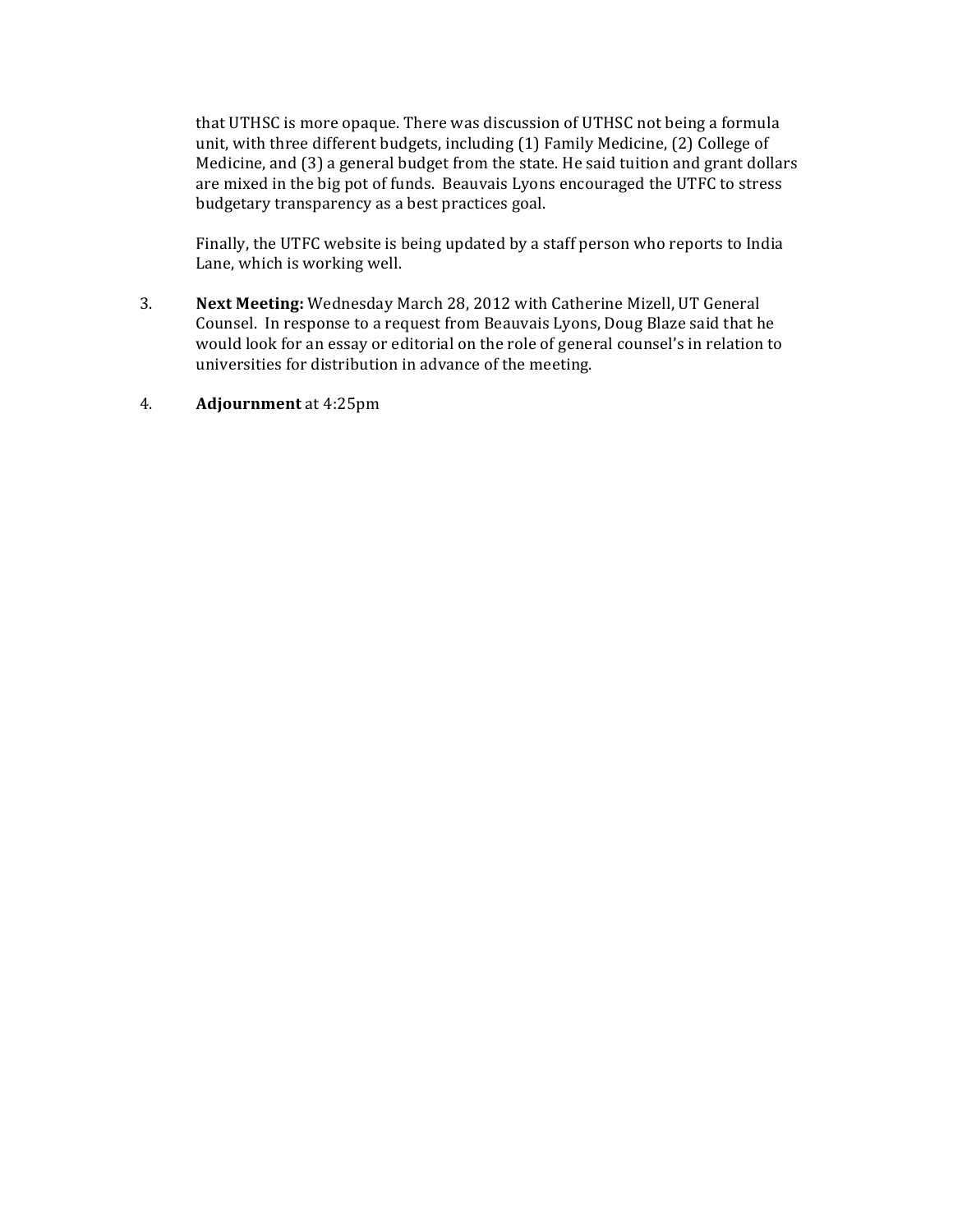that UTHSC is more opaque. There was discussion of UTHSC not being a formula unit, with three different budgets, including (1) Family Medicine, (2) College of Medicine, and (3) a general budget from the state. He said tuition and grant dollars are mixed in the big pot of funds. Beauvais Lyons encouraged the UTFC to stress budgetary transparency as a best practices goal.

Finally, the UTFC website is being updated by a staff person who reports to India Lane, which is working well.

3. **Next Meeting:** Wednesday March 28, 2012 with Catherine Mizell, UT General Counsel. In response to a request from Beauvais Lyons, Doug Blaze said that he would look for an essay or editorial on the role of general counsel's in relation to universities for distribution in advance of the meeting.

4. **Adjournment** at 4:25pm